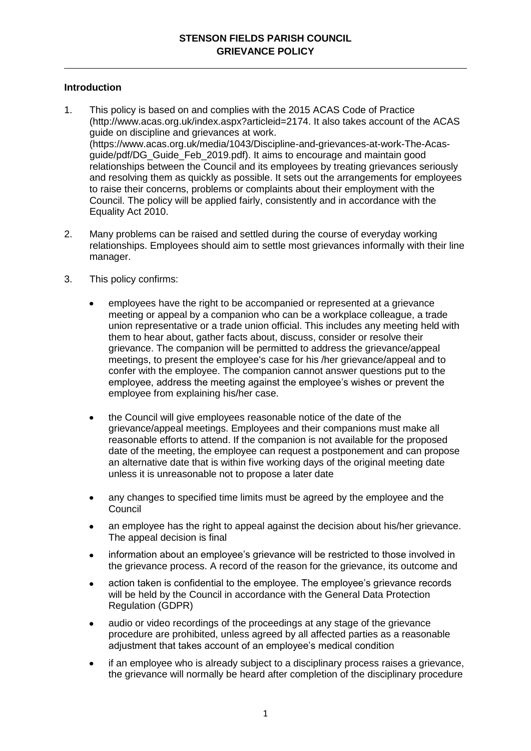# STENSON FIELDS PARISH COUNCIL
# GRIEVANCE POLICY

## Introduction

1. This policy is based on and complies with the 2015 ACAS Code of Practice (http://www.acas.org.uk/index.aspx?articleid=2174. It also takes account of the ACAS guide on discipline and grievances at work. (https://www.acas.org.uk/media/1043/Discipline-and-grievances-at-work-The-Acas-guide/pdf/DG_Guide_Feb_2019.pdf). It aims to encourage and maintain good relationships between the Council and its employees by treating grievances seriously and resolving them as quickly as possible. It sets out the arrangements for employees to raise their concerns, problems or complaints about their employment with the Council. The policy will be applied fairly, consistently and in accordance with the Equality Act 2010.

2. Many problems can be raised and settled during the course of everyday working relationships. Employees should aim to settle most grievances informally with their line manager.

3. This policy confirms:

   - employees have the right to be accompanied or represented at a grievance meeting or appeal by a companion who can be a workplace colleague, a trade union representative or a trade union official. This includes any meeting held with them to hear about, gather facts about, discuss, consider or resolve their grievance. The companion will be permitted to address the grievance/appeal meetings, to present the employee's case for his /her grievance/appeal and to confer with the employee. The companion cannot answer questions put to the employee, address the meeting against the employee's wishes or prevent the employee from explaining his/her case.

   - the Council will give employees reasonable notice of the date of the grievance/appeal meetings. Employees and their companions must make all reasonable efforts to attend. If the companion is not available for the proposed date of the meeting, the employee can request a postponement and can propose an alternative date that is within five working days of the original meeting date unless it is unreasonable not to propose a later date

   - any changes to specified time limits must be agreed by the employee and the Council

   - an employee has the right to appeal against the decision about his/her grievance. The appeal decision is final

   - information about an employee's grievance will be restricted to those involved in the grievance process. A record of the reason for the grievance, its outcome and

   - action taken is confidential to the employee. The employee's grievance records will be held by the Council in accordance with the General Data Protection Regulation (GDPR)

   - audio or video recordings of the proceedings at any stage of the grievance procedure are prohibited, unless agreed by all affected parties as a reasonable adjustment that takes account of an employee's medical condition

   - if an employee who is already subject to a disciplinary process raises a grievance, the grievance will normally be heard after completion of the disciplinary procedure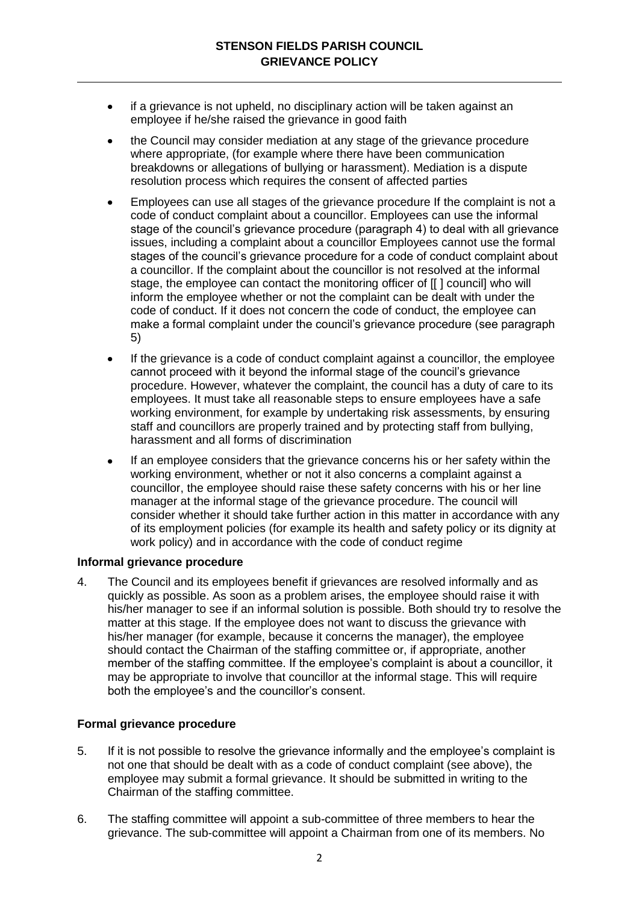- if a grievance is not upheld, no disciplinary action will be taken against an employee if he/she raised the grievance in good faith
- the Council may consider mediation at any stage of the grievance procedure where appropriate, (for example where there have been communication breakdowns or allegations of bullying or harassment). Mediation is a dispute resolution process which requires the consent of affected parties
- Employees can use all stages of the grievance procedure If the complaint is not a code of conduct complaint about a councillor. Employees can use the informal stage of the council's grievance procedure (paragraph 4) to deal with all grievance issues, including a complaint about a councillor Employees cannot use the formal stages of the council's grievance procedure for a code of conduct complaint about a councillor. If the complaint about the councillor is not resolved at the informal stage, the employee can contact the monitoring officer of [[ ] council] who will inform the employee whether or not the complaint can be dealt with under the code of conduct. If it does not concern the code of conduct, the employee can make a formal complaint under the council's grievance procedure (see paragraph 5)
- If the grievance is a code of conduct complaint against a councillor, the employee cannot proceed with it beyond the informal stage of the council's grievance procedure. However, whatever the complaint, the council has a duty of care to its employees. It must take all reasonable steps to ensure employees have a safe working environment, for example by undertaking risk assessments, by ensuring staff and councillors are properly trained and by protecting staff from bullying, harassment and all forms of discrimination
- If an employee considers that the grievance concerns his or her safety within the working environment, whether or not it also concerns a complaint against a councillor, the employee should raise these safety concerns with his or her line manager at the informal stage of the grievance procedure. The council will consider whether it should take further action in this matter in accordance with any of its employment policies (for example its health and safety policy or its dignity at work policy) and in accordance with the code of conduct regime

**Informal grievance procedure**

4. The Council and its employees benefit if grievances are resolved informally and as quickly as possible. As soon as a problem arises, the employee should raise it with his/her manager to see if an informal solution is possible. Both should try to resolve the matter at this stage. If the employee does not want to discuss the grievance with his/her manager (for example, because it concerns the manager), the employee should contact the Chairman of the staffing committee or, if appropriate, another member of the staffing committee. If the employee's complaint is about a councillor, it may be appropriate to involve that councillor at the informal stage. This will require both the employee's and the councillor's consent.

**Formal grievance procedure**

5. If it is not possible to resolve the grievance informally and the employee's complaint is not one that should be dealt with as a code of conduct complaint (see above), the employee may submit a formal grievance. It should be submitted in writing to the Chairman of the staffing committee.

6. The staffing committee will appoint a sub-committee of three members to hear the grievance. The sub-committee will appoint a Chairman from one of its members. No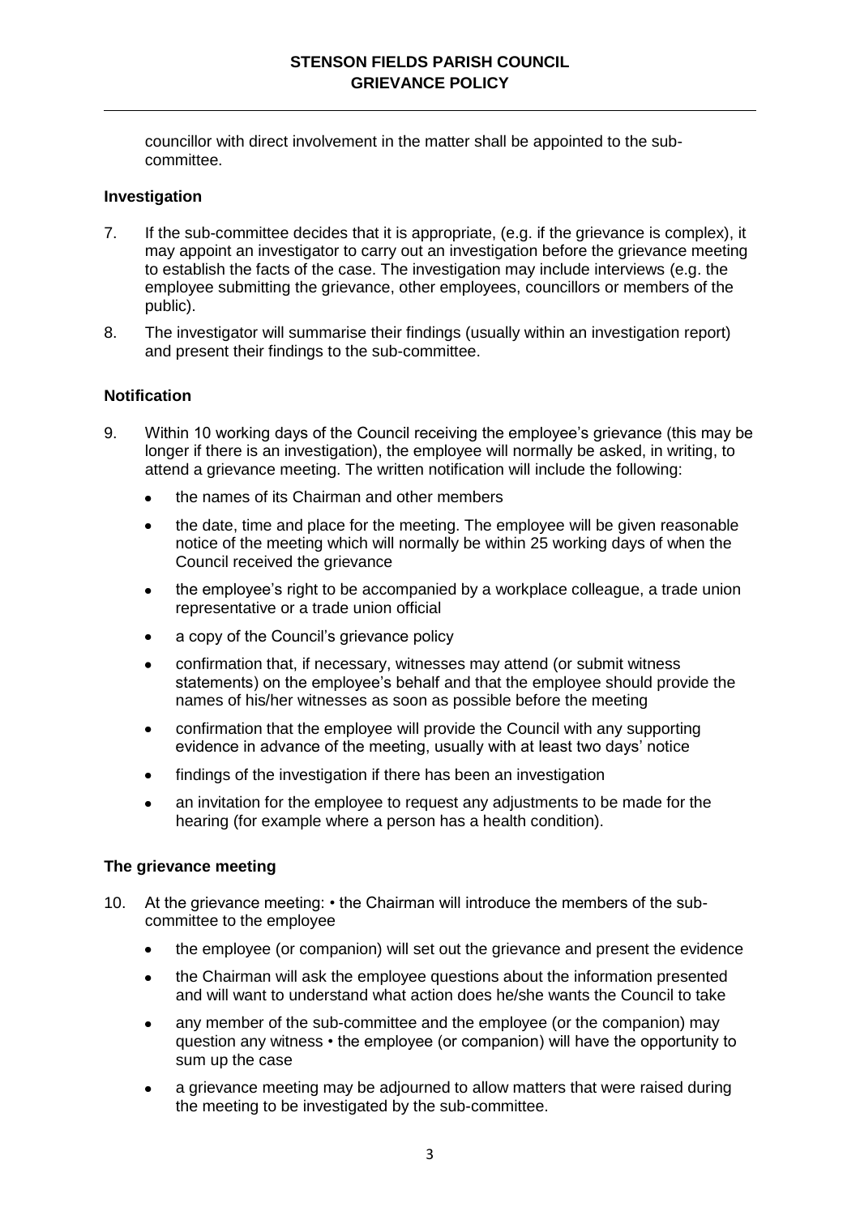councillor with direct involvement in the matter shall be appointed to the sub-committee.

**Investigation**

7. If the sub-committee decides that it is appropriate, (e.g. if the grievance is complex), it may appoint an investigator to carry out an investigation before the grievance meeting to establish the facts of the case. The investigation may include interviews (e.g. the employee submitting the grievance, other employees, councillors or members of the public).

8. The investigator will summarise their findings (usually within an investigation report) and present their findings to the sub-committee.

**Notification**

9. Within 10 working days of the Council receiving the employee's grievance (this may be longer if there is an investigation), the employee will normally be asked, in writing, to attend a grievance meeting. The written notification will include the following:

   - the names of its Chairman and other members
   - the date, time and place for the meeting. The employee will be given reasonable notice of the meeting which will normally be within 25 working days of when the Council received the grievance
   - the employee's right to be accompanied by a workplace colleague, a trade union representative or a trade union official
   - a copy of the Council's grievance policy
   - confirmation that, if necessary, witnesses may attend (or submit witness statements) on the employee's behalf and that the employee should provide the names of his/her witnesses as soon as possible before the meeting
   - confirmation that the employee will provide the Council with any supporting evidence in advance of the meeting, usually with at least two days' notice
   - findings of the investigation if there has been an investigation
   - an invitation for the employee to request any adjustments to be made for the hearing (for example where a person has a health condition).

**The grievance meeting**

10. At the grievance meeting: • the Chairman will introduce the members of the sub-committee to the employee

   - the employee (or companion) will set out the grievance and present the evidence
   - the Chairman will ask the employee questions about the information presented and will want to understand what action does he/she wants the Council to take
   - any member of the sub-committee and the employee (or the companion) may question any witness • the employee (or companion) will have the opportunity to sum up the case
   - a grievance meeting may be adjourned to allow matters that were raised during the meeting to be investigated by the sub-committee.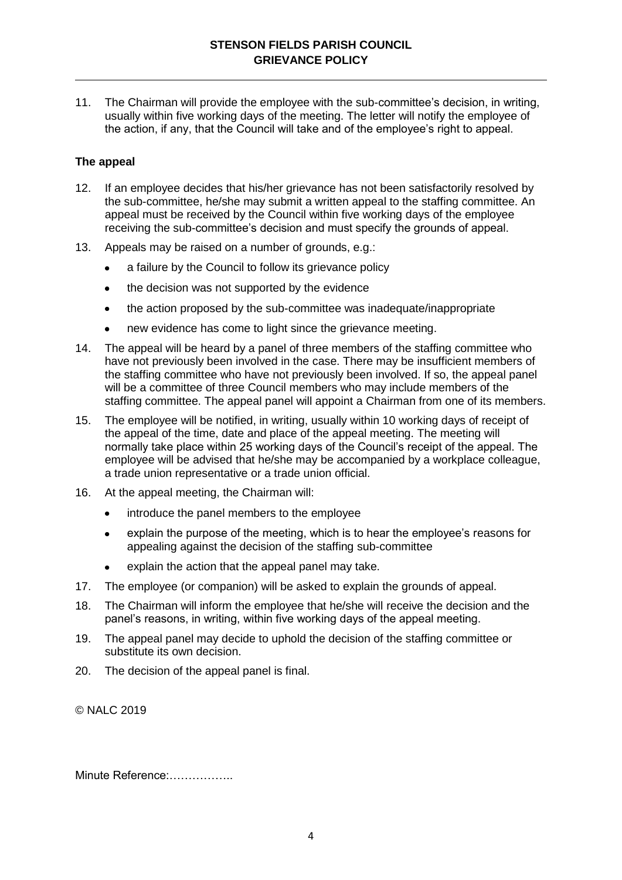11. The Chairman will provide the employee with the sub-committee's decision, in writing, usually within five working days of the meeting. The letter will notify the employee of the action, if any, that the Council will take and of the employee's right to appeal.

**The appeal**

12. If an employee decides that his/her grievance has not been satisfactorily resolved by the sub-committee, he/she may submit a written appeal to the staffing committee. An appeal must be received by the Council within five working days of the employee receiving the sub-committee's decision and must specify the grounds of appeal.

13. Appeals may be raised on a number of grounds, e.g.:
    - a failure by the Council to follow its grievance policy
    - the decision was not supported by the evidence
    - the action proposed by the sub-committee was inadequate/inappropriate
    - new evidence has come to light since the grievance meeting.

14. The appeal will be heard by a panel of three members of the staffing committee who have not previously been involved in the case. There may be insufficient members of the staffing committee who have not previously been involved. If so, the appeal panel will be a committee of three Council members who may include members of the staffing committee. The appeal panel will appoint a Chairman from one of its members.

15. The employee will be notified, in writing, usually within 10 working days of receipt of the appeal of the time, date and place of the appeal meeting. The meeting will normally take place within 25 working days of the Council's receipt of the appeal. The employee will be advised that he/she may be accompanied by a workplace colleague, a trade union representative or a trade union official.

16. At the appeal meeting, the Chairman will:
    - introduce the panel members to the employee
    - explain the purpose of the meeting, which is to hear the employee's reasons for appealing against the decision of the staffing sub-committee
    - explain the action that the appeal panel may take.

17. The employee (or companion) will be asked to explain the grounds of appeal.

18. The Chairman will inform the employee that he/she will receive the decision and the panel's reasons, in writing, within five working days of the appeal meeting.

19. The appeal panel may decide to uphold the decision of the staffing committee or substitute its own decision.

20. The decision of the appeal panel is final.

© NALC 2019

Minute Reference:……………..